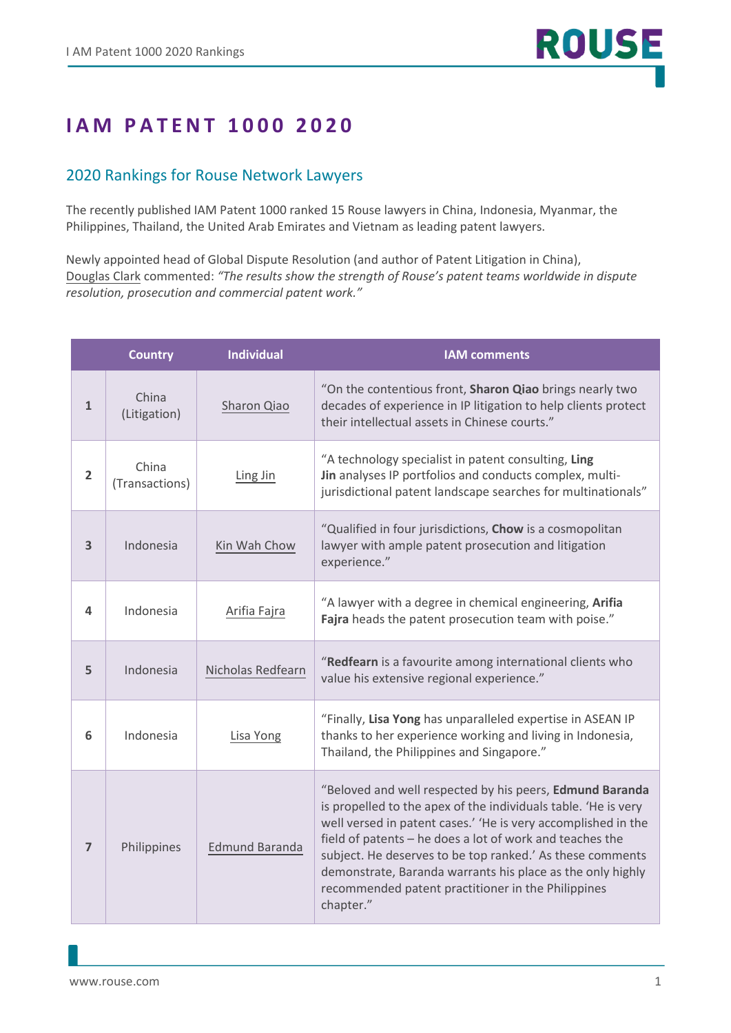# IAM PATENT 1000 2020

## 2020 Rankings for Rouse Network Lawyers

The recently published IAM Patent 1000 ranked 15 Rouse lawyers in China, Indonesia, Myanmar, the Philippines, Thailand, the United Arab Emirates and Vietnam as leading patent lawyers.

Newly appointed head of Global Dispute Resolution (and author of Patent Litigation in China), Douglas Clark commented: *"The results show the strength of Rouse's patent teams worldwide in dispute resolution, prosecution and commercial patent work."*

| | Country | Individual | IAM comments |
|---|---|---|---|
| 1 | China (Litigation) | Sharon Qiao | "On the contentious front, **Sharon Qiao** brings nearly two decades of experience in IP litigation to help clients protect their intellectual assets in Chinese courts." |
| 2 | China (Transactions) | Ling Jin | "A technology specialist in patent consulting, **Ling Jin** analyses IP portfolios and conducts complex, multi-jurisdictional patent landscape searches for multinationals" |
| 3 | Indonesia | Kin Wah Chow | "Qualified in four jurisdictions, **Chow** is a cosmopolitan lawyer with ample patent prosecution and litigation experience." |
| 4 | Indonesia | Arifia Fajra | "A lawyer with a degree in chemical engineering, **Arifia Fajra** heads the patent prosecution team with poise." |
| 5 | Indonesia | Nicholas Redfearn | "**Redfearn** is a favourite among international clients who value his extensive regional experience." |
| 6 | Indonesia | Lisa Yong | "Finally, **Lisa Yong** has unparalleled expertise in ASEAN IP thanks to her experience working and living in Indonesia, Thailand, the Philippines and Singapore." |
| 7 | Philippines | Edmund Baranda | "Beloved and well respected by his peers, **Edmund Baranda** is propelled to the apex of the individuals table. 'He is very well versed in patent cases.' 'He is very accomplished in the field of patents – he does a lot of work and teaches the subject. He deserves to be top ranked.' As these comments demonstrate, Baranda warrants his place as the only highly recommended patent practitioner in the Philippines chapter." |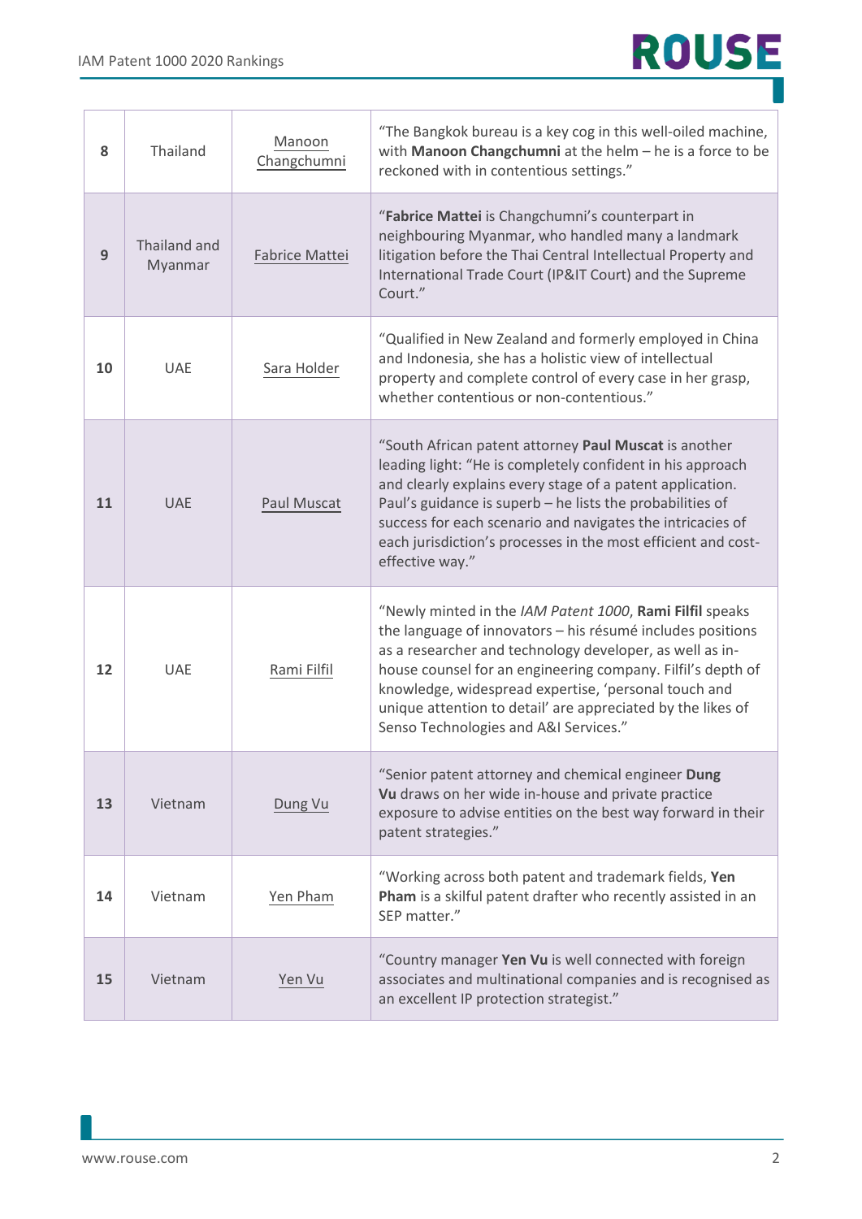| | | | |
|---|---|---|---|
| **8** | Thailand | Manoon Changchumni | "The Bangkok bureau is a key cog in this well-oiled machine, with **Manoon Changchumni** at the helm – he is a force to be reckoned with in contentious settings." |
| **9** | Thailand and Myanmar | Fabrice Mattei | "**Fabrice Mattei** is Changchumni's counterpart in neighbouring Myanmar, who handled many a landmark litigation before the Thai Central Intellectual Property and International Trade Court (IP&IT Court) and the Supreme Court." |
| **10** | UAE | Sara Holder | "Qualified in New Zealand and formerly employed in China and Indonesia, she has a holistic view of intellectual property and complete control of every case in her grasp, whether contentious or non-contentious." |
| **11** | UAE | Paul Muscat | "South African patent attorney **Paul Muscat** is another leading light: "He is completely confident in his approach and clearly explains every stage of a patent application. Paul's guidance is superb – he lists the probabilities of success for each scenario and navigates the intricacies of each jurisdiction's processes in the most efficient and cost-effective way." |
| **12** | UAE | Rami Filfil | "Newly minted in the *IAM Patent 1000*, **Rami Filfil** speaks the language of innovators – his résumé includes positions as a researcher and technology developer, as well as in-house counsel for an engineering company. Filfil's depth of knowledge, widespread expertise, 'personal touch and unique attention to detail' are appreciated by the likes of Senso Technologies and A&I Services." |
| **13** | Vietnam | Dung Vu | "Senior patent attorney and chemical engineer **Dung Vu** draws on her wide in-house and private practice exposure to advise entities on the best way forward in their patent strategies." |
| **14** | Vietnam | Yen Pham | "Working across both patent and trademark fields, **Yen Pham** is a skilful patent drafter who recently assisted in an SEP matter." |
| **15** | Vietnam | Yen Vu | "Country manager **Yen Vu** is well connected with foreign associates and multinational companies and is recognised as an excellent IP protection strategist." |